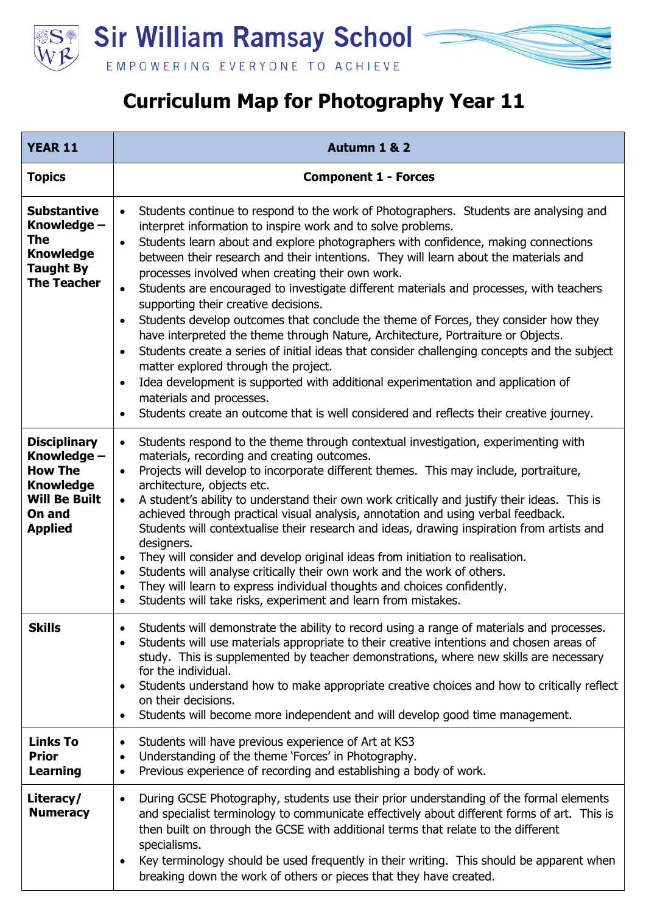Sir William Ramsay School

EMPOWERING EVERYONE TO ACHIEVE

# Curriculum Map for Photography Year 11

| YEAR 11 | Autumn 1 & 2 |
|---|---|
| **Topics** | **Component 1 - Forces** |
| **Substantive Knowledge – The Knowledge Taught By The Teacher** | • Students continue to respond to the work of Photographers. Students are analysing and interpret information to inspire work and to solve problems.<br>• Students learn about and explore photographers with confidence, making connections between their research and their intentions. They will learn about the materials and processes involved when creating their own work.<br>• Students are encouraged to investigate different materials and processes, with teachers supporting their creative decisions.<br>• Students develop outcomes that conclude the theme of Forces, they consider how they have interpreted the theme through Nature, Architecture, Portraiture or Objects.<br>• Students create a series of initial ideas that consider challenging concepts and the subject matter explored through the project.<br>• Idea development is supported with additional experimentation and application of materials and processes.<br>• Students create an outcome that is well considered and reflects their creative journey. |
| **Disciplinary Knowledge – How The Knowledge Will Be Built On and Applied** | • Students respond to the theme through contextual investigation, experimenting with materials, recording and creating outcomes.<br>• Projects will develop to incorporate different themes. This may include, portraiture, architecture, objects etc.<br>• A student's ability to understand their own work critically and justify their ideas. This is achieved through practical visual analysis, annotation and using verbal feedback. Students will contextualise their research and ideas, drawing inspiration from artists and designers.<br>• They will consider and develop original ideas from initiation to realisation.<br>• Students will analyse critically their own work and the work of others.<br>• They will learn to express individual thoughts and choices confidently.<br>• Students will take risks, experiment and learn from mistakes. |
| **Skills** | • Students will demonstrate the ability to record using a range of materials and processes.<br>• Students will use materials appropriate to their creative intentions and chosen areas of study. This is supplemented by teacher demonstrations, where new skills are necessary for the individual.<br>• Students understand how to make appropriate creative choices and how to critically reflect on their decisions.<br>• Students will become more independent and will develop good time management. |
| **Links To Prior Learning** | • Students will have previous experience of Art at KS3<br>• Understanding of the theme 'Forces' in Photography.<br>• Previous experience of recording and establishing a body of work. |
| **Literacy/ Numeracy** | • During GCSE Photography, students use their prior understanding of the formal elements and specialist terminology to communicate effectively about different forms of art. This is then built on through the GCSE with additional terms that relate to the different specialisms.<br>• Key terminology should be used frequently in their writing. This should be apparent when breaking down the work of others or pieces that they have created. |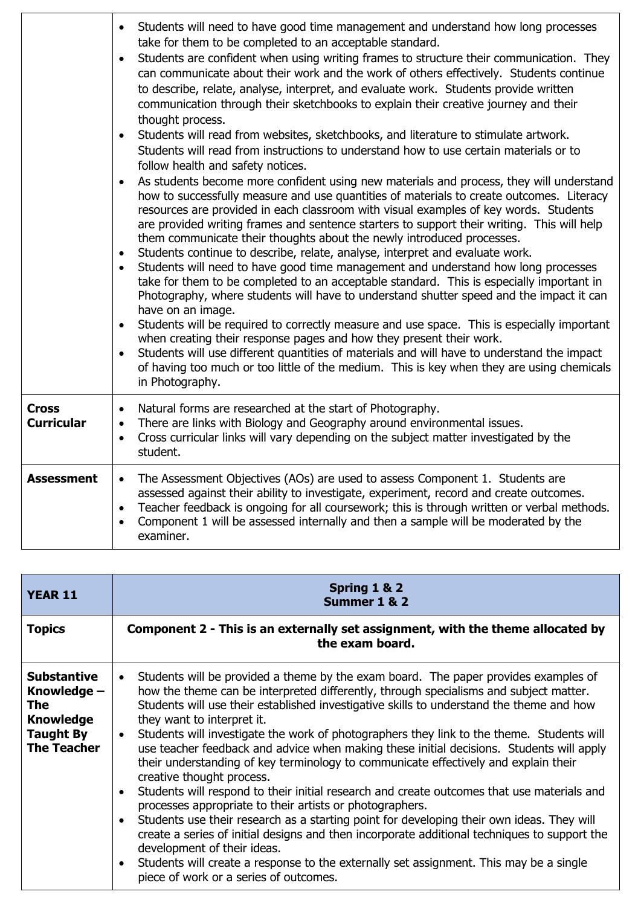| | |
|---|---|
| | • Students will need to have good time management and understand how long processes take for them to be completed to an acceptable standard.<br>• Students are confident when using writing frames to structure their communication. They can communicate about their work and the work of others effectively. Students continue to describe, relate, analyse, interpret, and evaluate work. Students provide written communication through their sketchbooks to explain their creative journey and their thought process.<br>• Students will read from websites, sketchbooks, and literature to stimulate artwork. Students will read from instructions to understand how to use certain materials or to follow health and safety notices.<br>• As students become more confident using new materials and process, they will understand how to successfully measure and use quantities of materials to create outcomes. Literacy resources are provided in each classroom with visual examples of key words. Students are provided writing frames and sentence starters to support their writing. This will help them communicate their thoughts about the newly introduced processes.<br>• Students continue to describe, relate, analyse, interpret and evaluate work.<br>• Students will need to have good time management and understand how long processes take for them to be completed to an acceptable standard. This is especially important in Photography, where students will have to understand shutter speed and the impact it can have on an image.<br>• Students will be required to correctly measure and use space. This is especially important when creating their response pages and how they present their work.<br>• Students will use different quantities of materials and will have to understand the impact of having too much or too little of the medium. This is key when they are using chemicals in Photography. |
| **Cross Curricular** | • Natural forms are researched at the start of Photography.<br>• There are links with Biology and Geography around environmental issues.<br>• Cross curricular links will vary depending on the subject matter investigated by the student. |
| **Assessment** | • The Assessment Objectives (AOs) are used to assess Component 1. Students are assessed against their ability to investigate, experiment, record and create outcomes.<br>• Teacher feedback is ongoing for all coursework; this is through written or verbal methods.<br>• Component 1 will be assessed internally and then a sample will be moderated by the examiner. |

| **YEAR 11** | **Spring 1 & 2**<br>**Summer 1 & 2** |
|---|---|
| **Topics** | **Component 2 - This is an externally set assignment, with the theme allocated by the exam board.** |
| **Substantive Knowledge – The Knowledge Taught By The Teacher** | • Students will be provided a theme by the exam board. The paper provides examples of how the theme can be interpreted differently, through specialisms and subject matter. Students will use their established investigative skills to understand the theme and how they want to interpret it.<br>• Students will investigate the work of photographers they link to the theme. Students will use teacher feedback and advice when making these initial decisions. Students will apply their understanding of key terminology to communicate effectively and explain their creative thought process.<br>• Students will respond to their initial research and create outcomes that use materials and processes appropriate to their artists or photographers.<br>• Students use their research as a starting point for developing their own ideas. They will create a series of initial designs and then incorporate additional techniques to support the development of their ideas.<br>• Students will create a response to the externally set assignment. This may be a single piece of work or a series of outcomes. |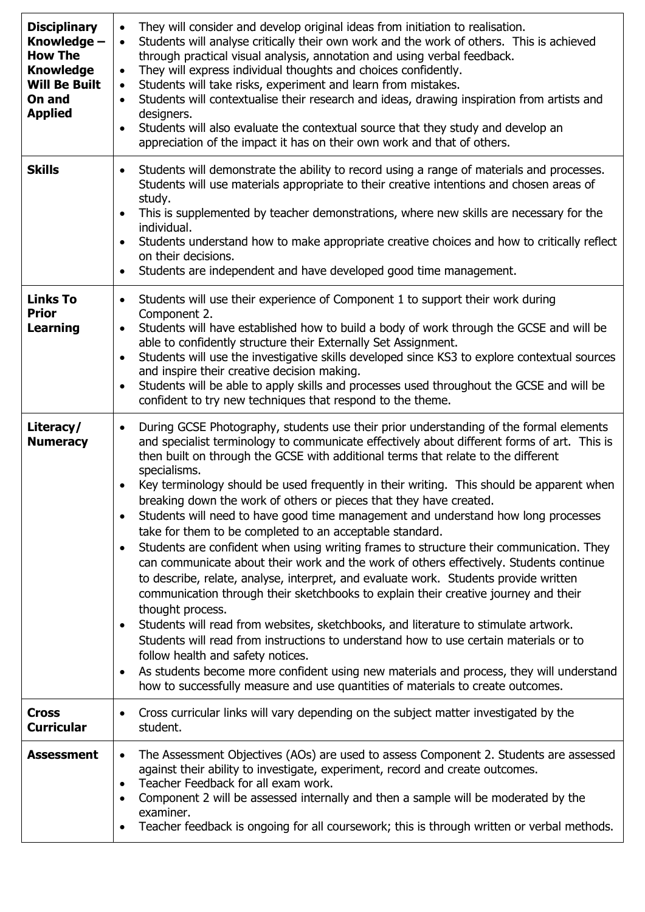| | |
|---|---|
| **Disciplinary Knowledge – How The Knowledge Will Be Built On and Applied** | • They will consider and develop original ideas from initiation to realisation.<br>• Students will analyse critically their own work and the work of others. This is achieved through practical visual analysis, annotation and using verbal feedback.<br>• They will express individual thoughts and choices confidently.<br>• Students will take risks, experiment and learn from mistakes.<br>• Students will contextualise their research and ideas, drawing inspiration from artists and designers.<br>• Students will also evaluate the contextual source that they study and develop an appreciation of the impact it has on their own work and that of others. |
| **Skills** | • Students will demonstrate the ability to record using a range of materials and processes. Students will use materials appropriate to their creative intentions and chosen areas of study.<br>• This is supplemented by teacher demonstrations, where new skills are necessary for the individual.<br>• Students understand how to make appropriate creative choices and how to critically reflect on their decisions.<br>• Students are independent and have developed good time management. |
| **Links To Prior Learning** | • Students will use their experience of Component 1 to support their work during Component 2.<br>• Students will have established how to build a body of work through the GCSE and will be able to confidently structure their Externally Set Assignment.<br>• Students will use the investigative skills developed since KS3 to explore contextual sources and inspire their creative decision making.<br>• Students will be able to apply skills and processes used throughout the GCSE and will be confident to try new techniques that respond to the theme. |
| **Literacy/ Numeracy** | • During GCSE Photography, students use their prior understanding of the formal elements and specialist terminology to communicate effectively about different forms of art. This is then built on through the GCSE with additional terms that relate to the different specialisms.<br>• Key terminology should be used frequently in their writing. This should be apparent when breaking down the work of others or pieces that they have created.<br>• Students will need to have good time management and understand how long processes take for them to be completed to an acceptable standard.<br>• Students are confident when using writing frames to structure their communication. They can communicate about their work and the work of others effectively. Students continue to describe, relate, analyse, interpret, and evaluate work. Students provide written communication through their sketchbooks to explain their creative journey and their thought process.<br>• Students will read from websites, sketchbooks, and literature to stimulate artwork. Students will read from instructions to understand how to use certain materials or to follow health and safety notices.<br>• As students become more confident using new materials and process, they will understand how to successfully measure and use quantities of materials to create outcomes. |
| **Cross Curricular** | • Cross curricular links will vary depending on the subject matter investigated by the student. |
| **Assessment** | • The Assessment Objectives (AOs) are used to assess Component 2. Students are assessed against their ability to investigate, experiment, record and create outcomes.<br>• Teacher Feedback for all exam work.<br>• Component 2 will be assessed internally and then a sample will be moderated by the examiner.<br>• Teacher feedback is ongoing for all coursework; this is through written or verbal methods. |